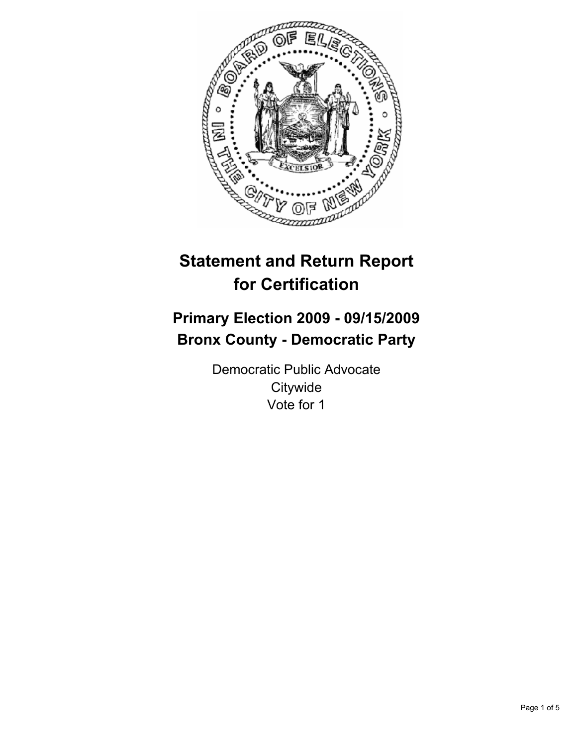# Statement and Return Report for Certification

## Primary Election 2009 - 09/15/2009
## Bronx County - Democratic Party

Democratic Public Advocate
Citywide
Vote for 1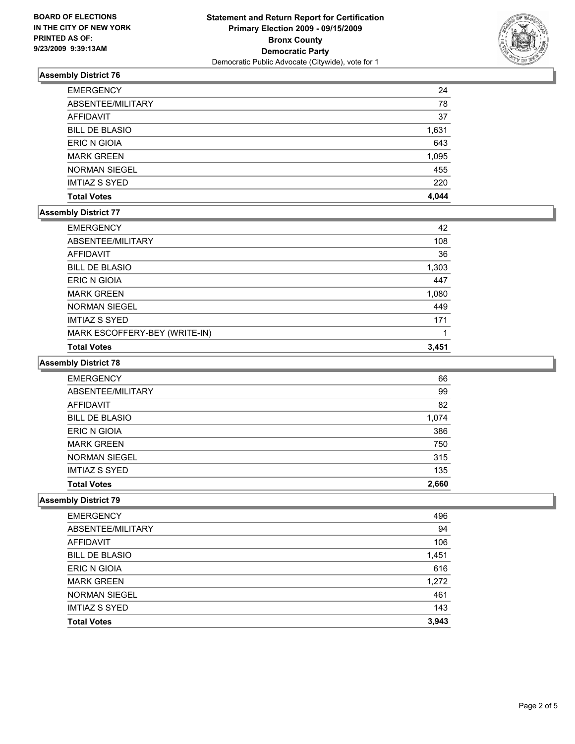**BOARD OF ELECTIONS IN THE CITY OF NEW YORK PRINTED AS OF: 9/23/2009 9:39:13AM**

# Statement and Return Report for Certification
## Primary Election 2009 - 09/15/2009
## Bronx County
## Democratic Party
Democratic Public Advocate (Citywide), vote for 1

### Assembly District 76

| | |
|---|---|
| EMERGENCY | 24 |
| ABSENTEE/MILITARY | 78 |
| AFFIDAVIT | 37 |
| BILL DE BLASIO | 1,631 |
| ERIC N GIOIA | 643 |
| MARK GREEN | 1,095 |
| NORMAN SIEGEL | 455 |
| IMTIAZ S SYED | 220 |
| **Total Votes** | **4,044** |

### Assembly District 77

| | |
|---|---|
| EMERGENCY | 42 |
| ABSENTEE/MILITARY | 108 |
| AFFIDAVIT | 36 |
| BILL DE BLASIO | 1,303 |
| ERIC N GIOIA | 447 |
| MARK GREEN | 1,080 |
| NORMAN SIEGEL | 449 |
| IMTIAZ S SYED | 171 |
| MARK ESCOFFERY-BEY (WRITE-IN) | 1 |
| **Total Votes** | **3,451** |

### Assembly District 78

| | |
|---|---|
| EMERGENCY | 66 |
| ABSENTEE/MILITARY | 99 |
| AFFIDAVIT | 82 |
| BILL DE BLASIO | 1,074 |
| ERIC N GIOIA | 386 |
| MARK GREEN | 750 |
| NORMAN SIEGEL | 315 |
| IMTIAZ S SYED | 135 |
| **Total Votes** | **2,660** |

### Assembly District 79

| | |
|---|---|
| EMERGENCY | 496 |
| ABSENTEE/MILITARY | 94 |
| AFFIDAVIT | 106 |
| BILL DE BLASIO | 1,451 |
| ERIC N GIOIA | 616 |
| MARK GREEN | 1,272 |
| NORMAN SIEGEL | 461 |
| IMTIAZ S SYED | 143 |
| **Total Votes** | **3,943** |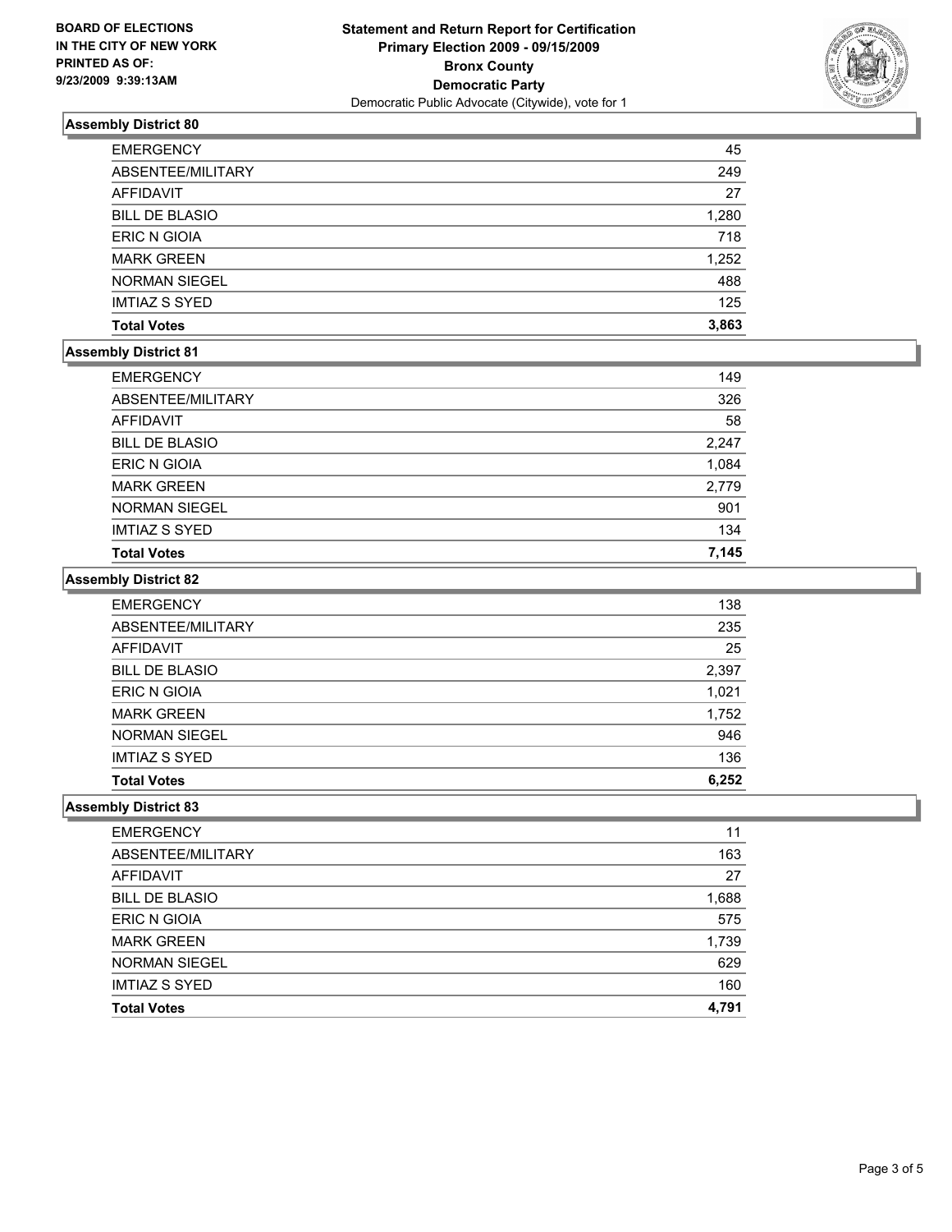BOARD OF ELECTIONS
IN THE CITY OF NEW YORK
PRINTED AS OF:
9/23/2009 9:39:13AM

**Statement and Return Report for Certification**
**Primary Election 2009 - 09/15/2009**
**Bronx County**
**Democratic Party**
Democratic Public Advocate (Citywide), vote for 1

### Assembly District 80

| | |
|---|---|
| EMERGENCY | 45 |
| ABSENTEE/MILITARY | 249 |
| AFFIDAVIT | 27 |
| BILL DE BLASIO | 1,280 |
| ERIC N GIOIA | 718 |
| MARK GREEN | 1,252 |
| NORMAN SIEGEL | 488 |
| IMTIAZ S SYED | 125 |
| **Total Votes** | **3,863** |

### Assembly District 81

| | |
|---|---|
| EMERGENCY | 149 |
| ABSENTEE/MILITARY | 326 |
| AFFIDAVIT | 58 |
| BILL DE BLASIO | 2,247 |
| ERIC N GIOIA | 1,084 |
| MARK GREEN | 2,779 |
| NORMAN SIEGEL | 901 |
| IMTIAZ S SYED | 134 |
| **Total Votes** | **7,145** |

### Assembly District 82

| | |
|---|---|
| EMERGENCY | 138 |
| ABSENTEE/MILITARY | 235 |
| AFFIDAVIT | 25 |
| BILL DE BLASIO | 2,397 |
| ERIC N GIOIA | 1,021 |
| MARK GREEN | 1,752 |
| NORMAN SIEGEL | 946 |
| IMTIAZ S SYED | 136 |
| **Total Votes** | **6,252** |

### Assembly District 83

| | |
|---|---|
| EMERGENCY | 11 |
| ABSENTEE/MILITARY | 163 |
| AFFIDAVIT | 27 |
| BILL DE BLASIO | 1,688 |
| ERIC N GIOIA | 575 |
| MARK GREEN | 1,739 |
| NORMAN SIEGEL | 629 |
| IMTIAZ S SYED | 160 |
| **Total Votes** | **4,791** |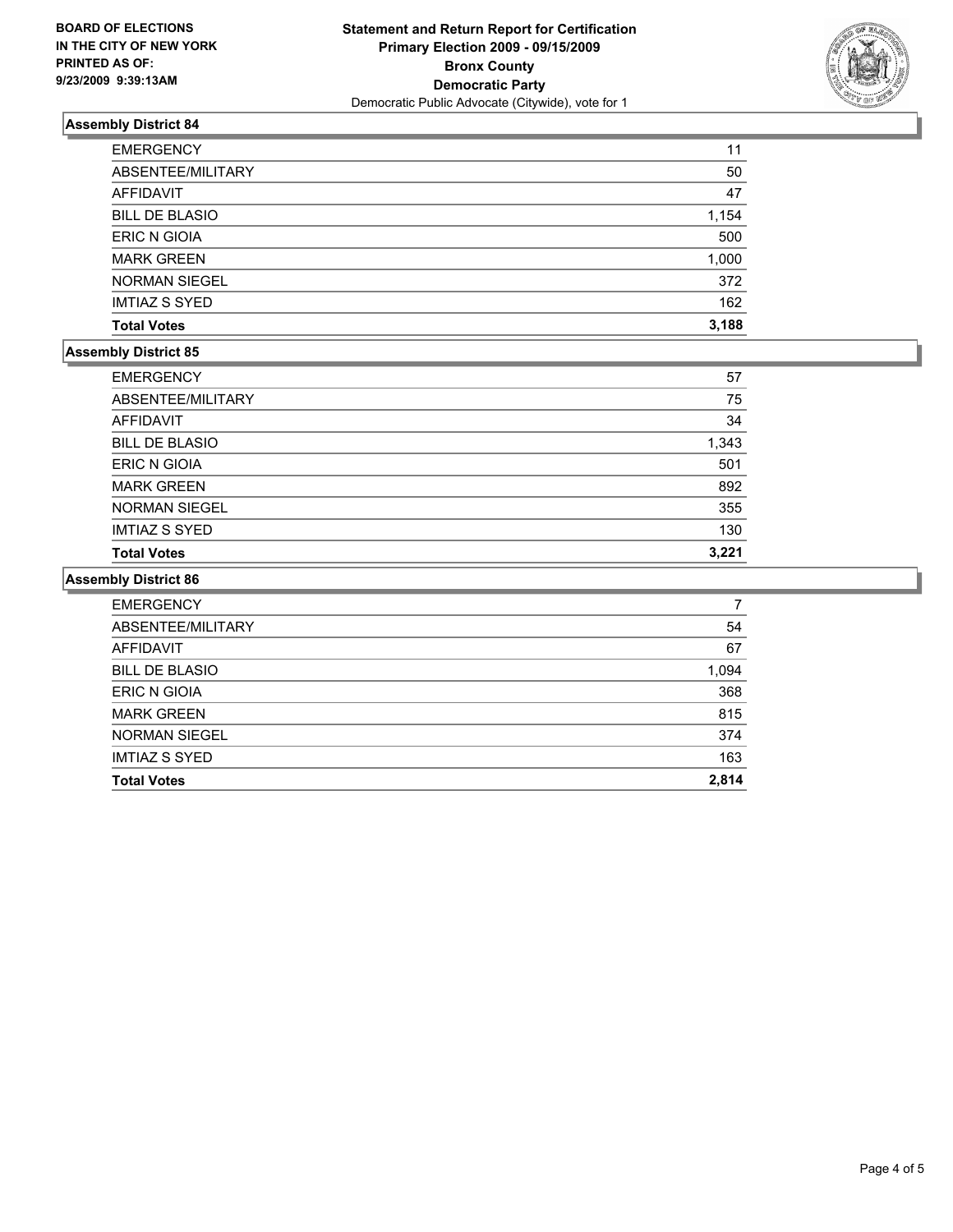**BOARD OF ELECTIONS IN THE CITY OF NEW YORK PRINTED AS OF: 9/23/2009 9:39:13AM**

**Statement and Return Report for Certification**
**Primary Election 2009 - 09/15/2009**
**Bronx County**
**Democratic Party**
Democratic Public Advocate (Citywide), vote for 1

### Assembly District 84

| | |
|---|---|
| EMERGENCY | 11 |
| ABSENTEE/MILITARY | 50 |
| AFFIDAVIT | 47 |
| BILL DE BLASIO | 1,154 |
| ERIC N GIOIA | 500 |
| MARK GREEN | 1,000 |
| NORMAN SIEGEL | 372 |
| IMTIAZ S SYED | 162 |
| **Total Votes** | **3,188** |

### Assembly District 85

| | |
|---|---|
| EMERGENCY | 57 |
| ABSENTEE/MILITARY | 75 |
| AFFIDAVIT | 34 |
| BILL DE BLASIO | 1,343 |
| ERIC N GIOIA | 501 |
| MARK GREEN | 892 |
| NORMAN SIEGEL | 355 |
| IMTIAZ S SYED | 130 |
| **Total Votes** | **3,221** |

### Assembly District 86

| | |
|---|---|
| EMERGENCY | 7 |
| ABSENTEE/MILITARY | 54 |
| AFFIDAVIT | 67 |
| BILL DE BLASIO | 1,094 |
| ERIC N GIOIA | 368 |
| MARK GREEN | 815 |
| NORMAN SIEGEL | 374 |
| IMTIAZ S SYED | 163 |
| **Total Votes** | **2,814** |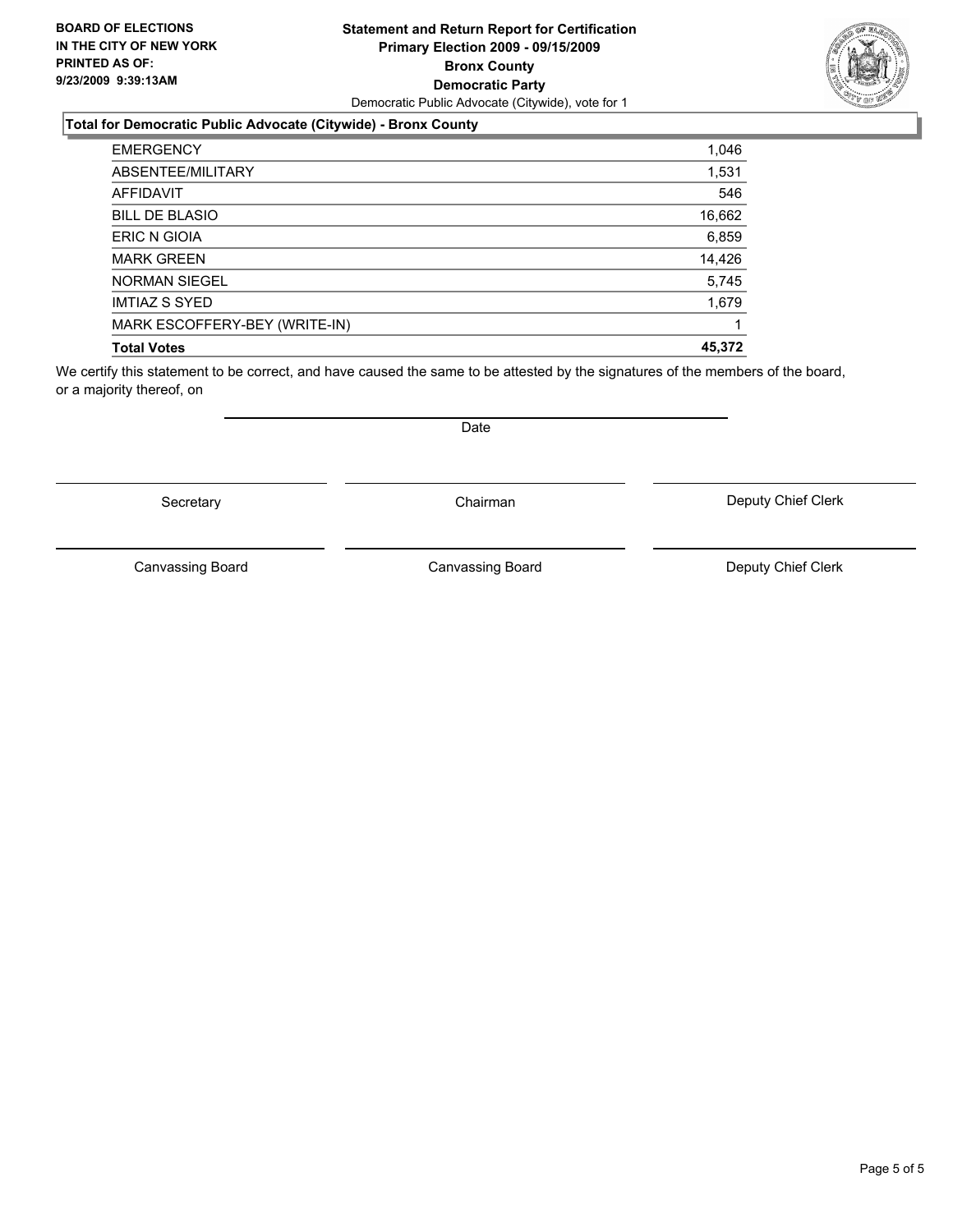**BOARD OF ELECTIONS IN THE CITY OF NEW YORK PRINTED AS OF: 9/23/2009 9:39:13AM**

**Statement and Return Report for Certification**
**Primary Election 2009 - 09/15/2009**
**Bronx County**
**Democratic Party**
Democratic Public Advocate (Citywide), vote for 1

### Total for Democratic Public Advocate (Citywide) - Bronx County

| | |
|---|---|
| EMERGENCY | 1,046 |
| ABSENTEE/MILITARY | 1,531 |
| AFFIDAVIT | 546 |
| BILL DE BLASIO | 16,662 |
| ERIC N GIOIA | 6,859 |
| MARK GREEN | 14,426 |
| NORMAN SIEGEL | 5,745 |
| IMTIAZ S SYED | 1,679 |
| MARK ESCOFFERY-BEY (WRITE-IN) | 1 |
| **Total Votes** | **45,372** |

We certify this statement to be correct, and have caused the same to be attested by the signatures of the members of the board, or a majority thereof, on

Date

Secretary | Chairman | Deputy Chief Clerk

Canvassing Board | Canvassing Board | Deputy Chief Clerk